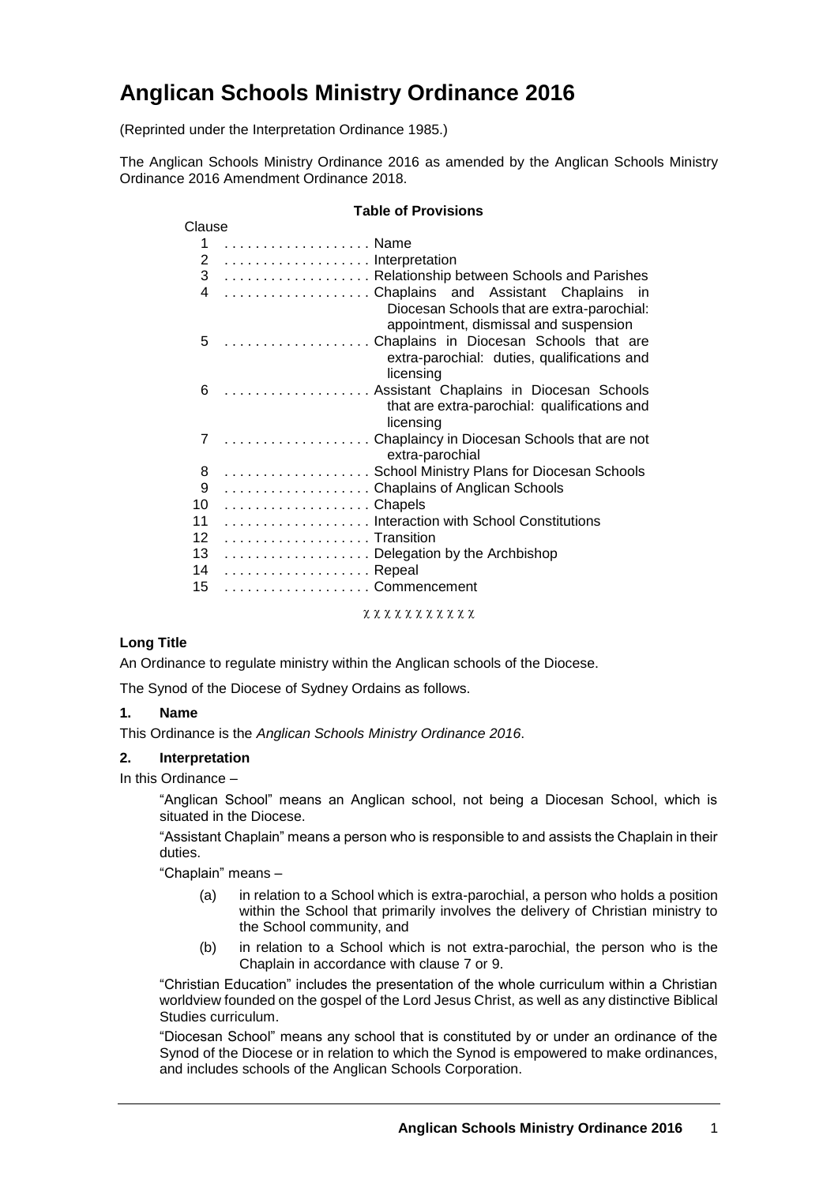# Anglican Schools Ministry Ordinance 2016

(Reprinted under the Interpretation Ordinance 1985.)

The Anglican Schools Ministry Ordinance 2016 as amended by the Anglican Schools Ministry Ordinance 2016 Amendment Ordinance 2018.

**Table of Provisions**

| Clause | |
|---|---|
| 1 | Name |
| 2 | Interpretation |
| 3 | Relationship between Schools and Parishes |
| 4 | Chaplains and Assistant Chaplains in Diocesan Schools that are extra-parochial: appointment, dismissal and suspension |
| 5 | Chaplains in Diocesan Schools that are extra-parochial: duties, qualifications and licensing |
| 6 | Assistant Chaplains in Diocesan Schools that are extra-parochial: qualifications and licensing |
| 7 | Chaplaincy in Diocesan Schools that are not extra-parochial |
| 8 | School Ministry Plans for Diocesan Schools |
| 9 | Chaplains of Anglican Schools |
| 10 | Chapels |
| 11 | Interaction with School Constitutions |
| 12 | Transition |
| 13 | Delegation by the Archbishop |
| 14 | Repeal |
| 15 | Commencement |

χ χ χ χ χ χ χ χ χ χ χ

**Long Title**

An Ordinance to regulate ministry within the Anglican schools of the Diocese.

The Synod of the Diocese of Sydney Ordains as follows.

**1. Name**

This Ordinance is the *Anglican Schools Ministry Ordinance 2016*.

**2. Interpretation**

In this Ordinance –

"Anglican School" means an Anglican school, not being a Diocesan School, which is situated in the Diocese.

"Assistant Chaplain" means a person who is responsible to and assists the Chaplain in their duties.

"Chaplain" means –

(a) in relation to a School which is extra-parochial, a person who holds a position within the School that primarily involves the delivery of Christian ministry to the School community, and

(b) in relation to a School which is not extra-parochial, the person who is the Chaplain in accordance with clause 7 or 9.

"Christian Education" includes the presentation of the whole curriculum within a Christian worldview founded on the gospel of the Lord Jesus Christ, as well as any distinctive Biblical Studies curriculum.

"Diocesan School" means any school that is constituted by or under an ordinance of the Synod of the Diocese or in relation to which the Synod is empowered to make ordinances, and includes schools of the Anglican Schools Corporation.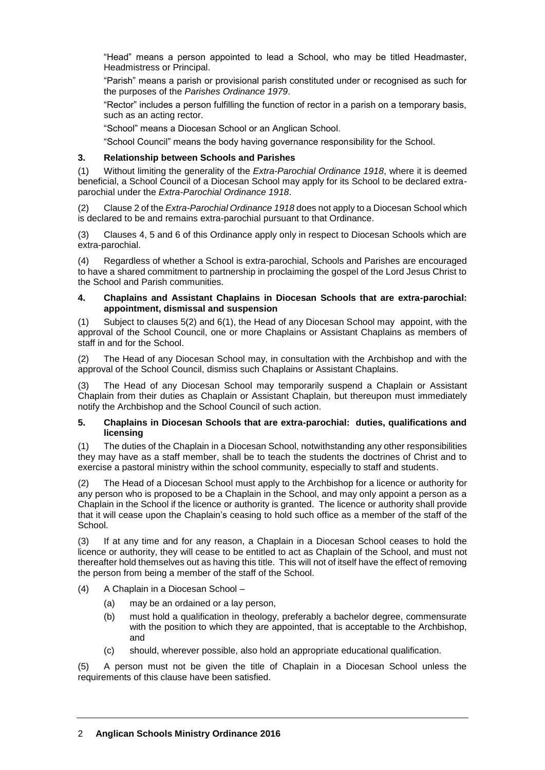"Head" means a person appointed to lead a School, who may be titled Headmaster, Headmistress or Principal.

"Parish" means a parish or provisional parish constituted under or recognised as such for the purposes of the *Parishes Ordinance 1979*.

"Rector" includes a person fulfilling the function of rector in a parish on a temporary basis, such as an acting rector.

"School" means a Diocesan School or an Anglican School.

"School Council" means the body having governance responsibility for the School.

### 3. Relationship between Schools and Parishes

(1) Without limiting the generality of the *Extra-Parochial Ordinance 1918*, where it is deemed beneficial, a School Council of a Diocesan School may apply for its School to be declared extra-parochial under the *Extra-Parochial Ordinance 1918*.

(2) Clause 2 of the *Extra-Parochial Ordinance 1918* does not apply to a Diocesan School which is declared to be and remains extra-parochial pursuant to that Ordinance.

(3) Clauses 4, 5 and 6 of this Ordinance apply only in respect to Diocesan Schools which are extra-parochial.

(4) Regardless of whether a School is extra-parochial, Schools and Parishes are encouraged to have a shared commitment to partnership in proclaiming the gospel of the Lord Jesus Christ to the School and Parish communities.

### 4. Chaplains and Assistant Chaplains in Diocesan Schools that are extra-parochial: appointment, dismissal and suspension

(1) Subject to clauses 5(2) and 6(1), the Head of any Diocesan School may appoint, with the approval of the School Council, one or more Chaplains or Assistant Chaplains as members of staff in and for the School.

(2) The Head of any Diocesan School may, in consultation with the Archbishop and with the approval of the School Council, dismiss such Chaplains or Assistant Chaplains.

(3) The Head of any Diocesan School may temporarily suspend a Chaplain or Assistant Chaplain from their duties as Chaplain or Assistant Chaplain, but thereupon must immediately notify the Archbishop and the School Council of such action.

### 5. Chaplains in Diocesan Schools that are extra-parochial: duties, qualifications and licensing

(1) The duties of the Chaplain in a Diocesan School, notwithstanding any other responsibilities they may have as a staff member, shall be to teach the students the doctrines of Christ and to exercise a pastoral ministry within the school community, especially to staff and students.

(2) The Head of a Diocesan School must apply to the Archbishop for a licence or authority for any person who is proposed to be a Chaplain in the School, and may only appoint a person as a Chaplain in the School if the licence or authority is granted. The licence or authority shall provide that it will cease upon the Chaplain's ceasing to hold such office as a member of the staff of the School.

(3) If at any time and for any reason, a Chaplain in a Diocesan School ceases to hold the licence or authority, they will cease to be entitled to act as Chaplain of the School, and must not thereafter hold themselves out as having this title. This will not of itself have the effect of removing the person from being a member of the staff of the School.

(4) A Chaplain in a Diocesan School –

- (a) may be an ordained or a lay person,
- (b) must hold a qualification in theology, preferably a bachelor degree, commensurate with the position to which they are appointed, that is acceptable to the Archbishop, and
- (c) should, wherever possible, also hold an appropriate educational qualification.

(5) A person must not be given the title of Chaplain in a Diocesan School unless the requirements of this clause have been satisfied.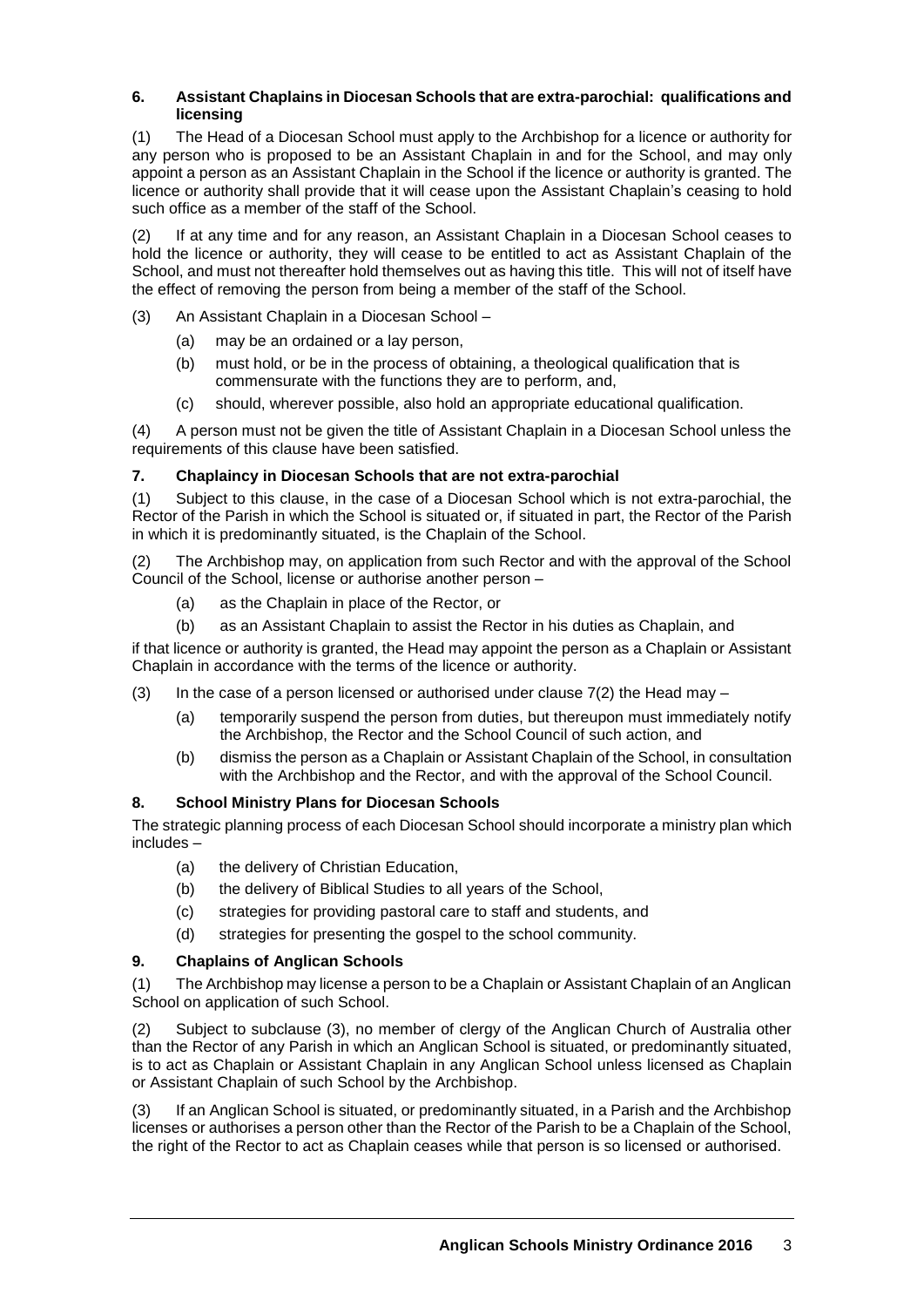### 6. Assistant Chaplains in Diocesan Schools that are extra-parochial: qualifications and licensing

(1) The Head of a Diocesan School must apply to the Archbishop for a licence or authority for any person who is proposed to be an Assistant Chaplain in and for the School, and may only appoint a person as an Assistant Chaplain in the School if the licence or authority is granted. The licence or authority shall provide that it will cease upon the Assistant Chaplain's ceasing to hold such office as a member of the staff of the School.

(2) If at any time and for any reason, an Assistant Chaplain in a Diocesan School ceases to hold the licence or authority, they will cease to be entitled to act as Assistant Chaplain of the School, and must not thereafter hold themselves out as having this title. This will not of itself have the effect of removing the person from being a member of the staff of the School.

(3) An Assistant Chaplain in a Diocesan School –

- (a) may be an ordained or a lay person,
- (b) must hold, or be in the process of obtaining, a theological qualification that is commensurate with the functions they are to perform, and,
- (c) should, wherever possible, also hold an appropriate educational qualification.

(4) A person must not be given the title of Assistant Chaplain in a Diocesan School unless the requirements of this clause have been satisfied.

### 7. Chaplaincy in Diocesan Schools that are not extra-parochial

(1) Subject to this clause, in the case of a Diocesan School which is not extra-parochial, the Rector of the Parish in which the School is situated or, if situated in part, the Rector of the Parish in which it is predominantly situated, is the Chaplain of the School.

(2) The Archbishop may, on application from such Rector and with the approval of the School Council of the School, license or authorise another person –

- (a) as the Chaplain in place of the Rector, or
- (b) as an Assistant Chaplain to assist the Rector in his duties as Chaplain, and

if that licence or authority is granted, the Head may appoint the person as a Chaplain or Assistant Chaplain in accordance with the terms of the licence or authority.

(3) In the case of a person licensed or authorised under clause 7(2) the Head may –

- (a) temporarily suspend the person from duties, but thereupon must immediately notify the Archbishop, the Rector and the School Council of such action, and
- (b) dismiss the person as a Chaplain or Assistant Chaplain of the School, in consultation with the Archbishop and the Rector, and with the approval of the School Council.

### 8. School Ministry Plans for Diocesan Schools

The strategic planning process of each Diocesan School should incorporate a ministry plan which includes –

- (a) the delivery of Christian Education,
- (b) the delivery of Biblical Studies to all years of the School,
- (c) strategies for providing pastoral care to staff and students, and
- (d) strategies for presenting the gospel to the school community.

### 9. Chaplains of Anglican Schools

(1) The Archbishop may license a person to be a Chaplain or Assistant Chaplain of an Anglican School on application of such School.

(2) Subject to subclause (3), no member of clergy of the Anglican Church of Australia other than the Rector of any Parish in which an Anglican School is situated, or predominantly situated, is to act as Chaplain or Assistant Chaplain in any Anglican School unless licensed as Chaplain or Assistant Chaplain of such School by the Archbishop.

(3) If an Anglican School is situated, or predominantly situated, in a Parish and the Archbishop licenses or authorises a person other than the Rector of the Parish to be a Chaplain of the School, the right of the Rector to act as Chaplain ceases while that person is so licensed or authorised.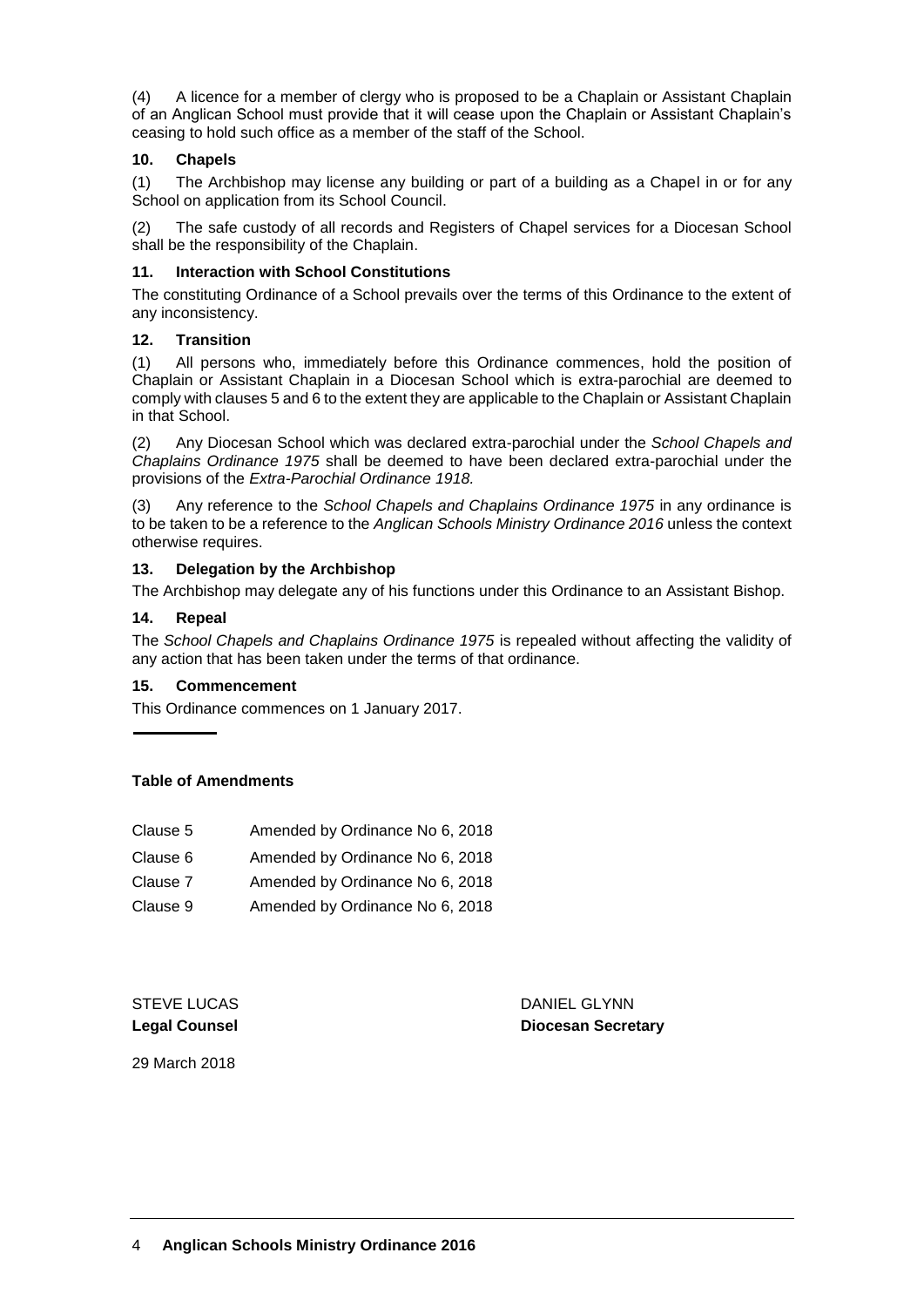(4) A licence for a member of clergy who is proposed to be a Chaplain or Assistant Chaplain of an Anglican School must provide that it will cease upon the Chaplain or Assistant Chaplain's ceasing to hold such office as a member of the staff of the School.

### 10. Chapels

(1) The Archbishop may license any building or part of a building as a Chapel in or for any School on application from its School Council.

(2) The safe custody of all records and Registers of Chapel services for a Diocesan School shall be the responsibility of the Chaplain.

### 11. Interaction with School Constitutions

The constituting Ordinance of a School prevails over the terms of this Ordinance to the extent of any inconsistency.

### 12. Transition

(1) All persons who, immediately before this Ordinance commences, hold the position of Chaplain or Assistant Chaplain in a Diocesan School which is extra-parochial are deemed to comply with clauses 5 and 6 to the extent they are applicable to the Chaplain or Assistant Chaplain in that School.

(2) Any Diocesan School which was declared extra-parochial under the *School Chapels and Chaplains Ordinance 1975* shall be deemed to have been declared extra-parochial under the provisions of the *Extra-Parochial Ordinance 1918.*

(3) Any reference to the *School Chapels and Chaplains Ordinance 1975* in any ordinance is to be taken to be a reference to the *Anglican Schools Ministry Ordinance 2016* unless the context otherwise requires.

### 13. Delegation by the Archbishop

The Archbishop may delegate any of his functions under this Ordinance to an Assistant Bishop.

### 14. Repeal

The *School Chapels and Chaplains Ordinance 1975* is repealed without affecting the validity of any action that has been taken under the terms of that ordinance.

### 15. Commencement

This Ordinance commences on 1 January 2017.

---

**Table of Amendments**

| | |
|---|---|
| Clause 5 | Amended by Ordinance No 6, 2018 |
| Clause 6 | Amended by Ordinance No 6, 2018 |
| Clause 7 | Amended by Ordinance No 6, 2018 |
| Clause 9 | Amended by Ordinance No 6, 2018 |

STEVE LUCAS
**Legal Counsel**

DANIEL GLYNN
**Diocesan Secretary**

29 March 2018